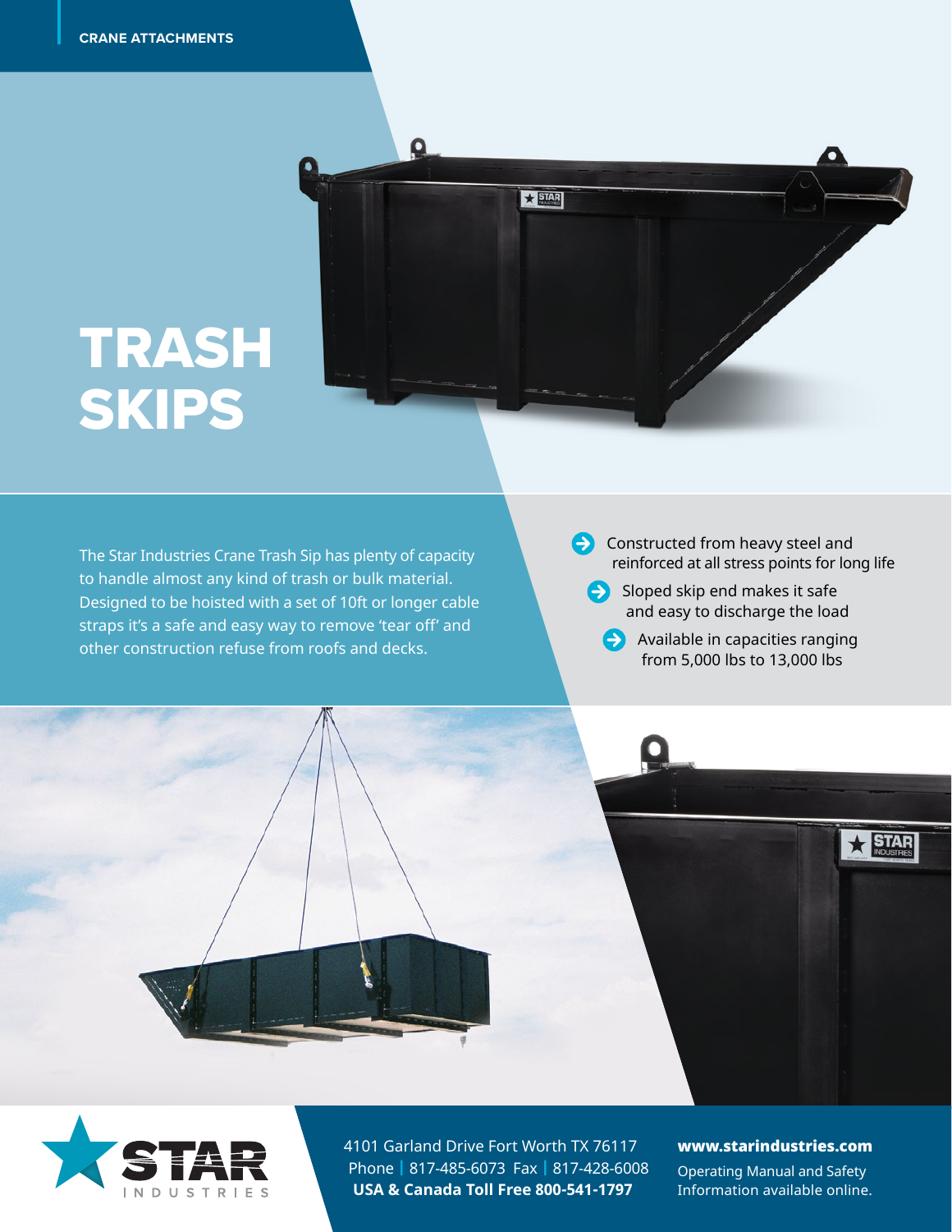CRANE ATTACHMENTS

# TRASH SKIPS

The Star Industries Crane Trash Sip has plenty of capacity to handle almost any kind of trash or bulk material. Designed to be hoisted with a set of 10ft or longer cable straps it's a safe and easy way to remove 'tear off' and other construction refuse from roofs and decks.

- Constructed from heavy steel and reinforced at all stress points for long life
- Sloped skip end makes it safe and easy to discharge the load
- Available in capacities ranging from 5,000 lbs to 13,000 lbs

STAR INDUSTRIES

4101 Garland Drive Fort Worth TX 76117
Phone | 817-485-6073 Fax | 817-428-6008
**USA & Canada Toll Free 800-541-1797**

**www.starindustries.com**
Operating Manual and Safety Information available online.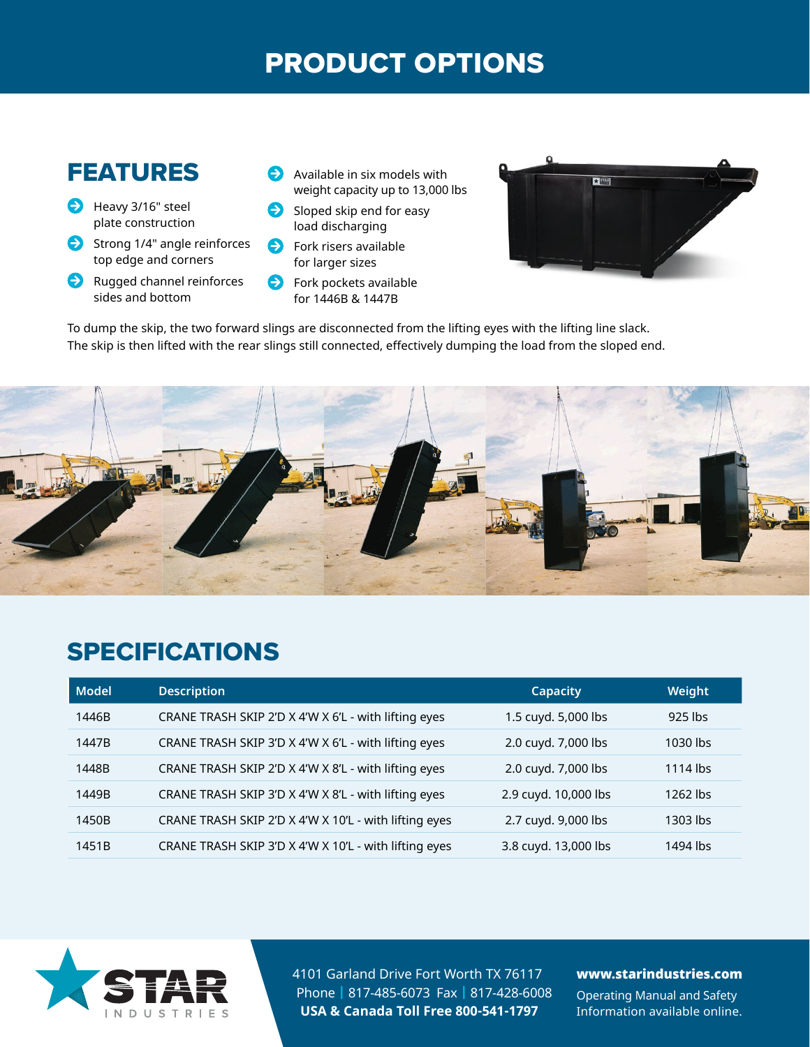# PRODUCT OPTIONS

## FEATURES

- Heavy 3/16" steel plate construction
- Strong 1/4" angle reinforces top edge and corners
- Rugged channel reinforces sides and bottom
- Available in six models with weight capacity up to 13,000 lbs
- Sloped skip end for easy load discharging
- Fork risers available for larger sizes
- Fork pockets available for 1446B & 1447B

To dump the skip, the two forward slings are disconnected from the lifting eyes with the lifting line slack. The skip is then lifted with the rear slings still connected, effectively dumping the load from the sloped end.

## SPECIFICATIONS

| Model | Description | Capacity | Weight |
| --- | --- | --- | --- |
| 1446B | CRANE TRASH SKIP 2'D X 4'W X 6'L - with lifting eyes | 1.5 cuyd. 5,000 lbs | 925 lbs |
| 1447B | CRANE TRASH SKIP 3'D X 4'W X 6'L - with lifting eyes | 2.0 cuyd. 7,000 lbs | 1030 lbs |
| 1448B | CRANE TRASH SKIP 2'D X 4'W X 8'L - with lifting eyes | 2.0 cuyd. 7,000 lbs | 1114 lbs |
| 1449B | CRANE TRASH SKIP 3'D X 4'W X 8'L - with lifting eyes | 2.9 cuyd. 10,000 lbs | 1262 lbs |
| 1450B | CRANE TRASH SKIP 2'D X 4'W X 10'L - with lifting eyes | 2.7 cuyd. 9,000 lbs | 1303 lbs |
| 1451B | CRANE TRASH SKIP 3'D X 4'W X 10'L - with lifting eyes | 3.8 cuyd. 13,000 lbs | 1494 lbs |

STAR INDUSTRIES

4101 Garland Drive Fort Worth TX 76117
Phone | 817-485-6073 Fax | 817-428-6008
**USA & Canada Toll Free 800-541-1797**

**www.starindustries.com**
Operating Manual and Safety Information available online.